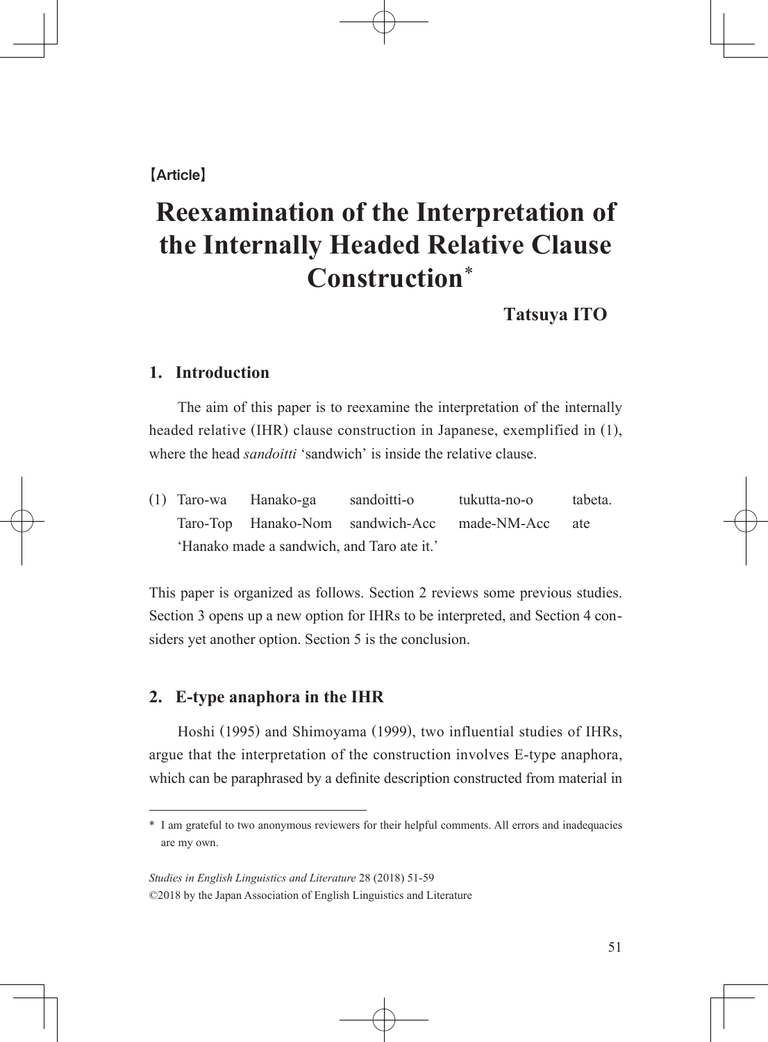【Article】

# Reexamination of the Interpretation of the Internally Headed Relative Clause Construction*

**Tatsuya ITO**

## 1. Introduction

The aim of this paper is to reexamine the interpretation of the internally headed relative (IHR) clause construction in Japanese, exemplified in (1), where the head *sandoitti* 'sandwich' is inside the relative clause.

(1) Taro-wa Hanako-ga sandoitti-o tukutta-no-o tabeta.
Taro-Top Hanako-Nom sandwich-Acc made-NM-Acc ate
'Hanako made a sandwich, and Taro ate it.'

This paper is organized as follows. Section 2 reviews some previous studies. Section 3 opens up a new option for IHRs to be interpreted, and Section 4 considers yet another option. Section 5 is the conclusion.

## 2. E-type anaphora in the IHR

Hoshi (1995) and Shimoyama (1999), two influential studies of IHRs, argue that the interpretation of the construction involves E-type anaphora, which can be paraphrased by a definite description constructed from material in

---

* I am grateful to two anonymous reviewers for their helpful comments. All errors and inadequacies are my own.

*Studies in English Linguistics and Literature* 28 (2018) 51-59
©2018 by the Japan Association of English Linguistics and Literature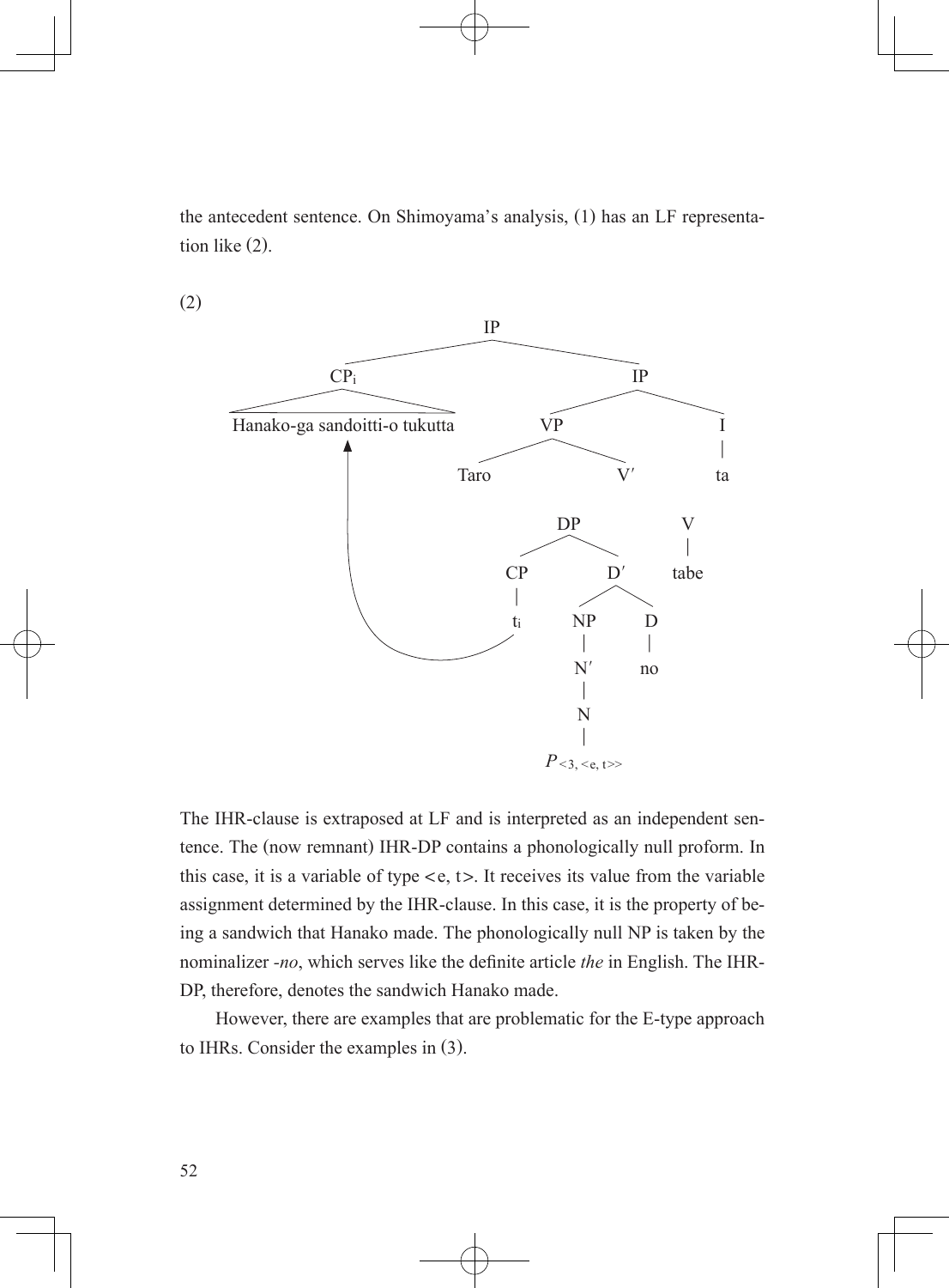the antecedent sentence. On Shimoyama's analysis, (1) has an LF representation like (2).

(2)

```
                         IP
              ___________|___________
             |                       |
            CP_i                     IP
     ________|________          _____|_____
    Hanako-ga sandoitti-o tukutta   VP          I
                  ^             ____|____       |
                  |            |         |      ta
                  |          Taro        V'
                  |                  ____|____
                  |                 |         |
                  |                 DP        V
                  |             ____|____     |
                  |            |         |   tabe
                  |            CP        D'
                  |            |      ___|___
                  |____________t_i   |       |
                                     NP      D
                                     |       |
                                     N'      no
                                     |
                                     N
                                     |
                                  P_<3,<e,t>>
```

The IHR-clause is extraposed at LF and is interpreted as an independent sentence. The (now remnant) IHR-DP contains a phonologically null proform. In this case, it is a variable of type <e, t>. It receives its value from the variable assignment determined by the IHR-clause. In this case, it is the property of being a sandwich that Hanako made. The phonologically null NP is taken by the nominalizer *-no*, which serves like the definite article *the* in English. The IHR-DP, therefore, denotes the sandwich Hanako made.

However, there are examples that are problematic for the E-type approach to IHRs. Consider the examples in (3).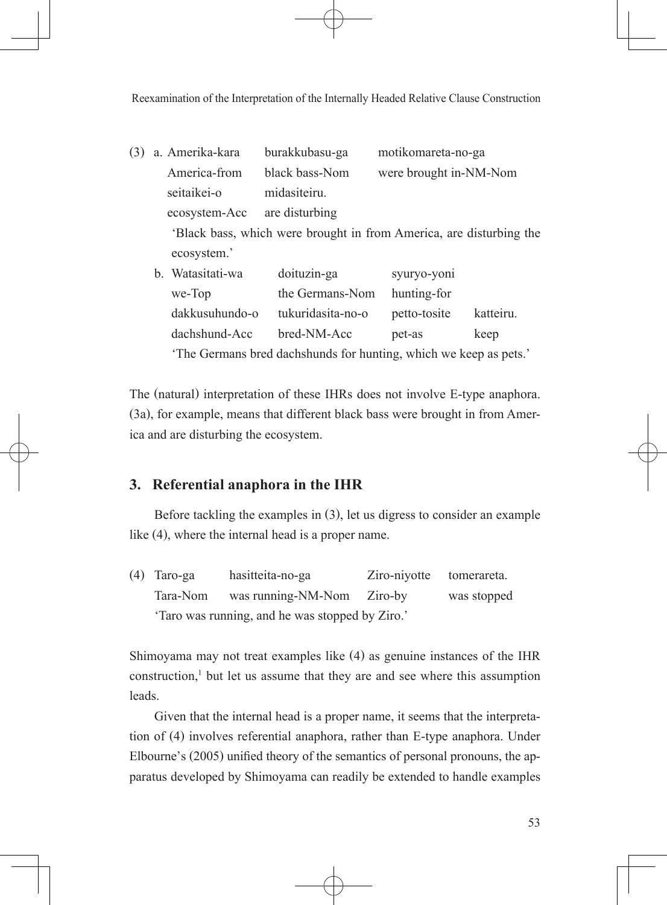(3) a. Amerika-kara burakkubasu-ga motikomareta-no-ga
America-from black bass-Nom were brought in-NM-Nom
seitaikei-o midasiteiru.
ecosystem-Acc are disturbing
'Black bass, which were brought in from America, are disturbing the ecosystem.'

b. Watasitati-wa doituzin-ga syuryo-yoni
we-Top the Germans-Nom hunting-for
dakkusuhundo-o tukuridasita-no-o petto-tosite katteiru.
dachshund-Acc bred-NM-Acc pet-as keep
'The Germans bred dachshunds for hunting, which we keep as pets.'

The (natural) interpretation of these IHRs does not involve E-type anaphora. (3a), for example, means that different black bass were brought in from America and are disturbing the ecosystem.

## 3. Referential anaphora in the IHR

Before tackling the examples in (3), let us digress to consider an example like (4), where the internal head is a proper name.

(4) Taro-ga hasitteita-no-ga Ziro-niyotte tomerareta.
Tara-Nom was running-NM-Nom Ziro-by was stopped
'Taro was running, and he was stopped by Ziro.'

Shimoyama may not treat examples like (4) as genuine instances of the IHR construction,[1] but let us assume that they are and see where this assumption leads.

Given that the internal head is a proper name, it seems that the interpretation of (4) involves referential anaphora, rather than E-type anaphora. Under Elbourne's (2005) unified theory of the semantics of personal pronouns, the apparatus developed by Shimoyama can readily be extended to handle examples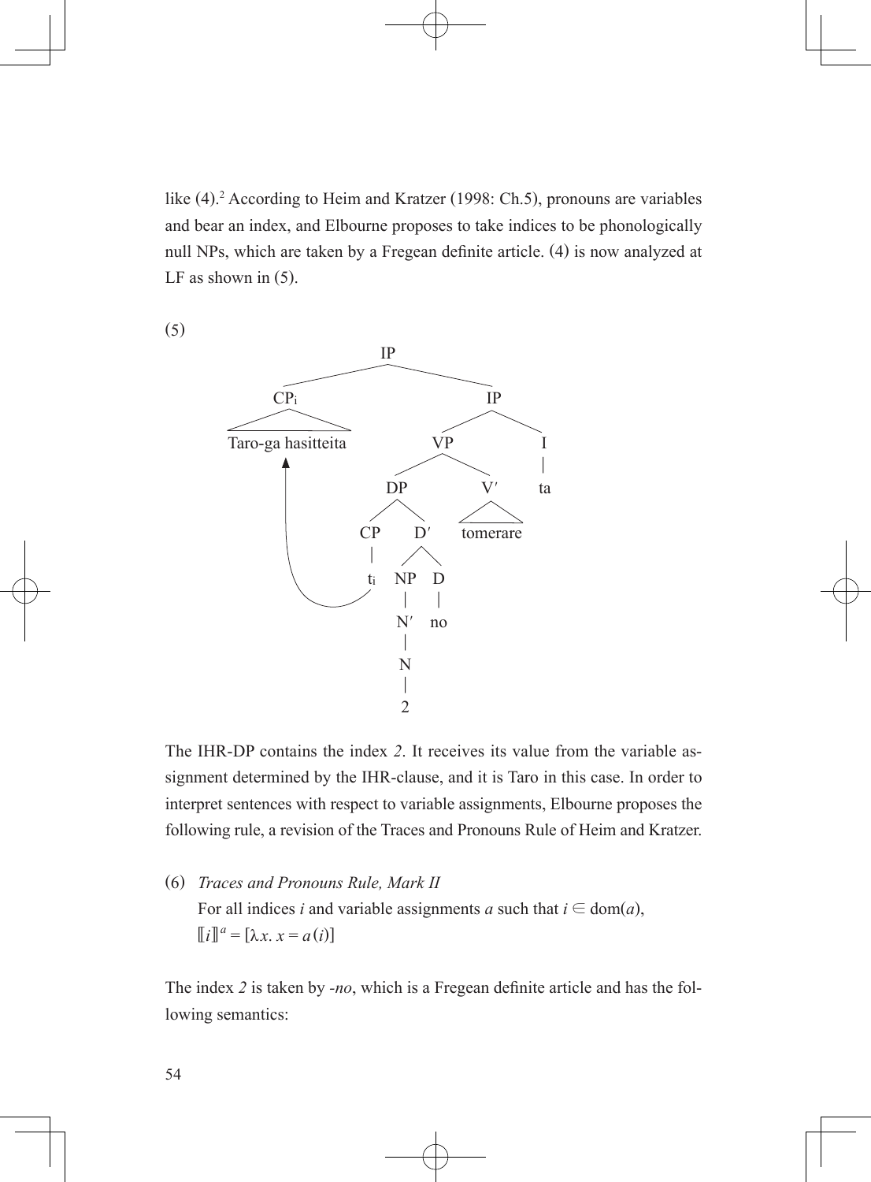like (4).[2] According to Heim and Kratzer (1998: Ch.5), pronouns are variables and bear an index, and Elbourne proposes to take indices to be phonologically null NPs, which are taken by a Fregean definite article. (4) is now analyzed at LF as shown in (5).

(5)

```
[IP [CP_i Taro-ga hasitteita]
    [IP [VP [DP [CP t_i]
                [D′ [NP [N′ [N 2]]] [D no]]]
            [V′ tomerare]]
        [I ta]]]
```

The IHR-DP contains the index *2*. It receives its value from the variable assignment determined by the IHR-clause, and it is Taro in this case. In order to interpret sentences with respect to variable assignments, Elbourne proposes the following rule, a revision of the Traces and Pronouns Rule of Heim and Kratzer.

(6) *Traces and Pronouns Rule, Mark II*
For all indices $i$ and variable assignments $a$ such that $i \in \text{dom}(a)$,
$[\![ i ]\!]^{a} = [\lambda x.\ x = a(i)]$

The index *2* is taken by *-no*, which is a Fregean definite article and has the following semantics: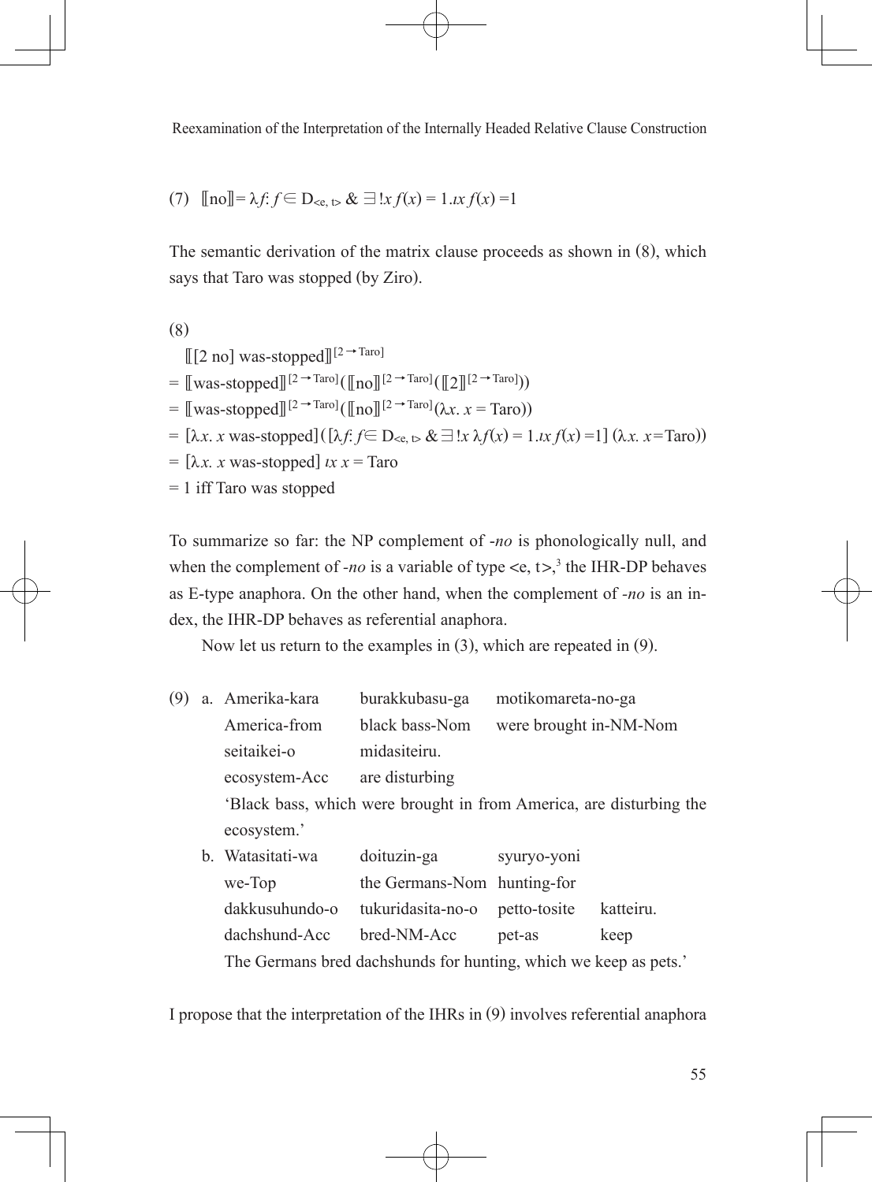(7) $[\![\text{no}]\!] = \lambda f: f \in D_{<e,\,t>}\ \&\ \exists! x\, f(x) = 1.\iota x\, f(x) = 1$

The semantic derivation of the matrix clause proceeds as shown in (8), which says that Taro was stopped (by Ziro).

(8)

$[\![[2\ \text{no}]\ \text{was-stopped}]\!]^{[2 \rightarrow \text{Taro}]}$

$= [\![\text{was-stopped}]\!]^{[2 \rightarrow \text{Taro}]}([\![\text{no}]\!]^{[2 \rightarrow \text{Taro}]}([\![2]\!]^{[2 \rightarrow \text{Taro}]}))$

$= [\![\text{was-stopped}]\!]^{[2 \rightarrow \text{Taro}]}([\![\text{no}]\!]^{[2 \rightarrow \text{Taro}]}(\lambda x.\ x = \text{Taro}))$

$= [\lambda x.\ x\ \text{was-stopped}]([\lambda f: f \in D_{<e,\,t>}\ \&\ \exists! x\ \lambda f(x) = 1.\iota x\, f(x) = 1]\ (\lambda x.\ x = \text{Taro}))$

$= [\lambda x.\ x\ \text{was-stopped}]\ \iota x\ x = \text{Taro}$

$= 1$ iff Taro was stopped

To summarize so far: the NP complement of *-no* is phonologically null, and when the complement of *-no* is a variable of type <e, t>,[3] the IHR-DP behaves as E-type anaphora. On the other hand, when the complement of *-no* is an index, the IHR-DP behaves as referential anaphora.

Now let us return to the examples in (3), which are repeated in (9).

(9) a. Amerika-kara burakkubasu-ga motikomareta-no-ga
America-from black bass-Nom were brought in-NM-Nom
seitaikei-o midasiteiru.
ecosystem-Acc are disturbing
'Black bass, which were brought in from America, are disturbing the ecosystem.'

b. Watasitati-wa doituzin-ga syuryo-yoni
we-Top the Germans-Nom hunting-for
dakkusuhundo-o tukuridasita-no-o petto-tosite katteiru.
dachshund-Acc bred-NM-Acc pet-as keep
The Germans bred dachshunds for hunting, which we keep as pets.'

I propose that the interpretation of the IHRs in (9) involves referential anaphora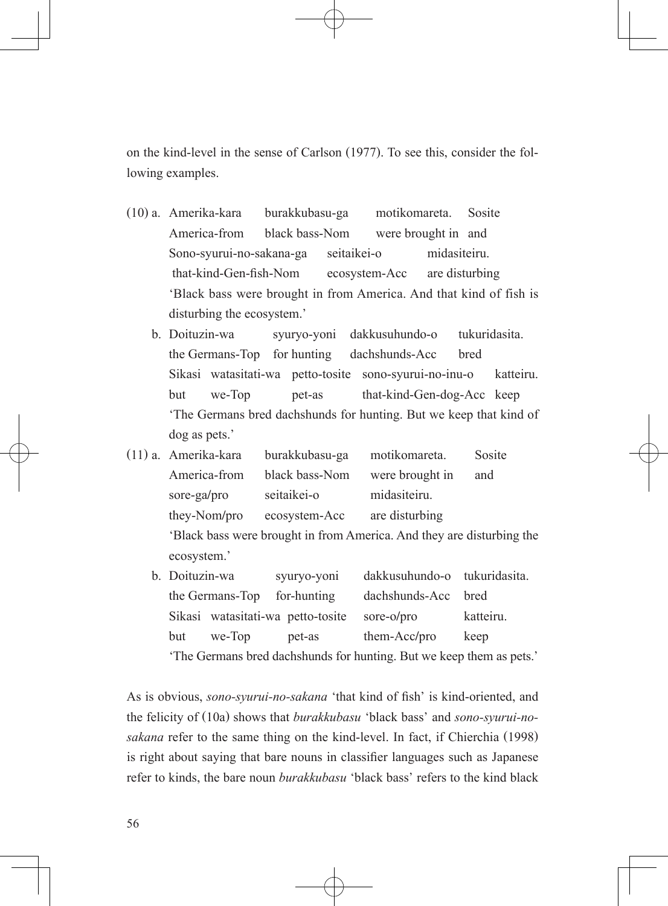on the kind-level in the sense of Carlson (1977). To see this, consider the following examples.

(10) a. Amerika-kara burakkubasu-ga motikomareta. Sosite
America-from black bass-Nom were brought in and
Sono-syurui-no-sakana-ga seitaikei-o midasiteiru.
that-kind-Gen-fish-Nom ecosystem-Acc are disturbing
'Black bass were brought in from America. And that kind of fish is disturbing the ecosystem.'

b. Doituzin-wa syuryo-yoni dakkusuhundo-o tukuridasita.
the Germans-Top for hunting dachshunds-Acc bred
Sikasi watasitati-wa petto-tosite sono-syurui-no-inu-o katteiru.
but we-Top pet-as that-kind-Gen-dog-Acc keep
'The Germans bred dachshunds for hunting. But we keep that kind of dog as pets.'

(11) a. Amerika-kara burakkubasu-ga motikomareta. Sosite
America-from black bass-Nom were brought in and
sore-ga/pro seitaikei-o midasiteiru.
they-Nom/pro ecosystem-Acc are disturbing
'Black bass were brought in from America. And they are disturbing the ecosystem.'

b. Doituzin-wa syuryo-yoni dakkusuhundo-o tukuridasita.
the Germans-Top for-hunting dachshunds-Acc bred
Sikasi watasitati-wa petto-tosite sore-o/pro katteiru.
but we-Top pet-as them-Acc/pro keep
'The Germans bred dachshunds for hunting. But we keep them as pets.'

As is obvious, *sono-syurui-no-sakana* 'that kind of fish' is kind-oriented, and the felicity of (10a) shows that *burakkubasu* 'black bass' and *sono-syurui-no-sakana* refer to the same thing on the kind-level. In fact, if Chierchia (1998) is right about saying that bare nouns in classifier languages such as Japanese refer to kinds, the bare noun *burakkubasu* 'black bass' refers to the kind black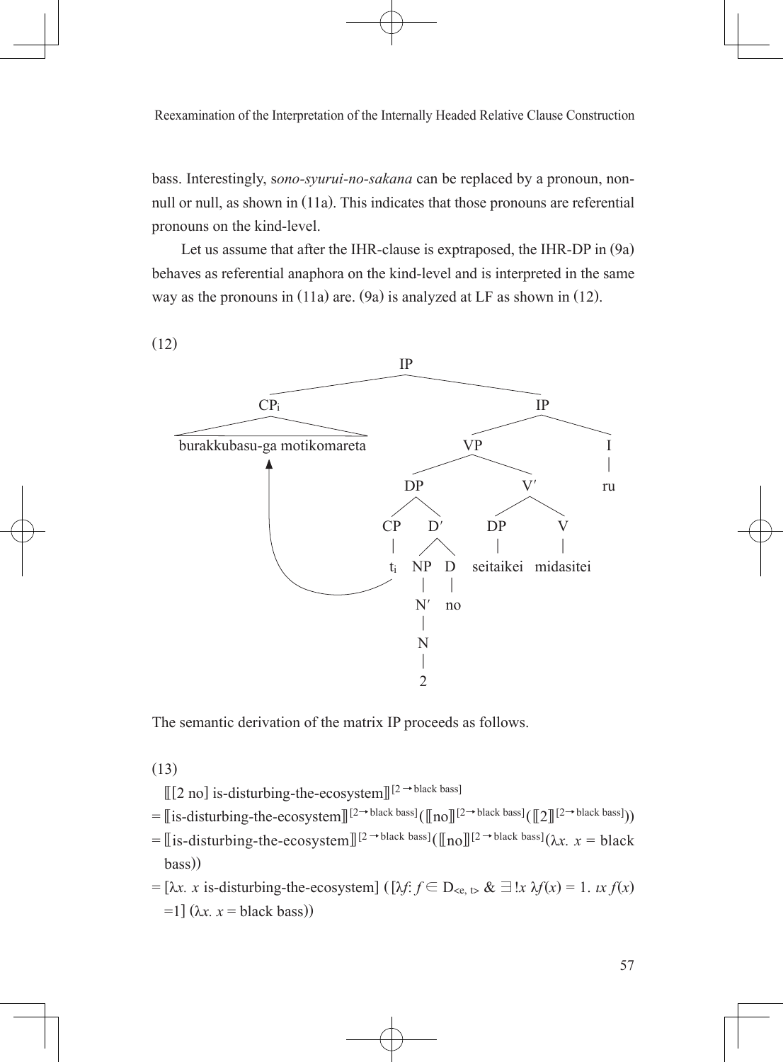bass. Interestingly, s*ono-syurui-no-sakana* can be replaced by a pronoun, non-null or null, as shown in (11a). This indicates that those pronouns are referential pronouns on the kind-level.

Let us assume that after the IHR-clause is exptraposed, the IHR-DP in (9a) behaves as referential anaphora on the kind-level and is interpreted in the same way as the pronouns in (11a) are. (9a) is analyzed at LF as shown in (12).

(12)

```
IP
├── CP_i
│   └── burakkubasu-ga motikomareta   ←──────────┐
└── IP                                           │
    ├── VP                                       │
    │   ├── DP                                   │
    │   │   ├── CP                               │
    │   │   │   └── t_i ─────────────────────────┘
    │   │   └── D′
    │   │       ├── NP
    │   │       │   └── N′
    │   │       │       └── N
    │   │       │           └── 2
    │   │       └── D
    │   │           └── no
    │   └── V′
    │       ├── DP
    │       │   └── seitaikei
    │       └── V
    │           └── midasitei
    └── I
        └── ru
```

The semantic derivation of the matrix IP proceeds as follows.

(13)

$[\![[2 \text{ no}] \text{ is-disturbing-the-ecosystem}]\!]^{[2 \rightarrow \text{black bass}]}$

$= [\![\text{is-disturbing-the-ecosystem}]\!]^{[2 \rightarrow \text{black bass}]}([\![\text{no}]\!]^{[2 \rightarrow \text{black bass}]}([\![2]\!]^{[2 \rightarrow \text{black bass}]}))$

$= [\![\text{is-disturbing-the-ecosystem}]\!]^{[2 \rightarrow \text{black bass}]}([\![\text{no}]\!]^{[2 \rightarrow \text{black bass}]}(\lambda x.\ x = \text{black bass}))$

$= [\lambda x.\ x \text{ is-disturbing-the-ecosystem}]\ ([\lambda f\!: f \in D_{<e,\,t>}\ \&\ \exists! x\ \lambda f(x) = 1.\ \iota x\ f(x) = 1]\ (\lambda x.\ x = \text{black bass}))$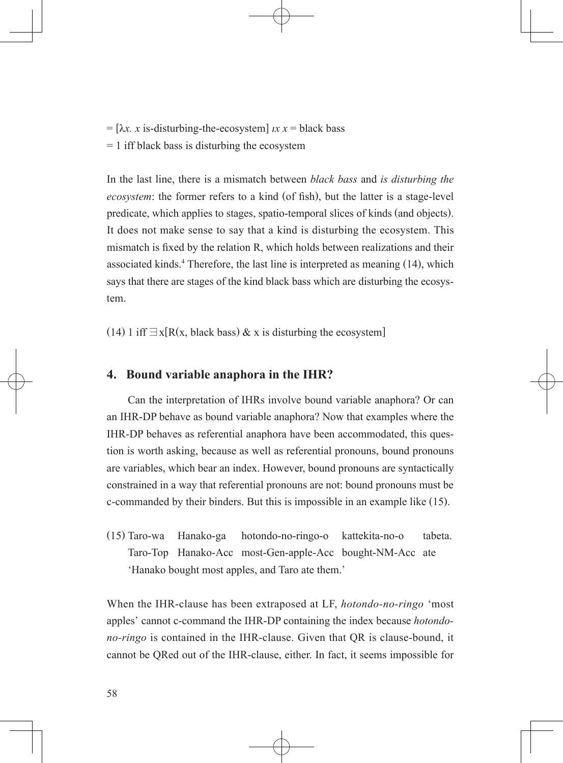= [$\lambda x.$ $x$ is-disturbing-the-ecosystem] $\iota x$ $x$ = black bass
= 1 iff black bass is disturbing the ecosystem

In the last line, there is a mismatch between *black bass* and *is disturbing the ecosystem*: the former refers to a kind (of fish), but the latter is a stage-level predicate, which applies to stages, spatio-temporal slices of kinds (and objects). It does not make sense to say that a kind is disturbing the ecosystem. This mismatch is fixed by the relation R, which holds between realizations and their associated kinds.[4] Therefore, the last line is interpreted as meaning (14), which says that there are stages of the kind black bass which are disturbing the ecosystem.

(14) 1 iff $\exists$x[R(x, black bass) & x is disturbing the ecosystem]

## 4. Bound variable anaphora in the IHR?

Can the interpretation of IHRs involve bound variable anaphora? Or can an IHR-DP behave as bound variable anaphora? Now that examples where the IHR-DP behaves as referential anaphora have been accommodated, this question is worth asking, because as well as referential pronouns, bound pronouns are variables, which bear an index. However, bound pronouns are syntactically constrained in a way that referential pronouns are not: bound pronouns must be c-commanded by their binders. But this is impossible in an example like (15).

(15) Taro-wa Hanako-ga hotondo-no-ringo-o kattekita-no-o tabeta.
Taro-Top Hanako-Acc most-Gen-apple-Acc bought-NM-Acc ate
'Hanako bought most apples, and Taro ate them.'

When the IHR-clause has been extraposed at LF, *hotondo-no-ringo* 'most apples' cannot c-command the IHR-DP containing the index because *hotondo-no-ringo* is contained in the IHR-clause. Given that QR is clause-bound, it cannot be QRed out of the IHR-clause, either. In fact, it seems impossible for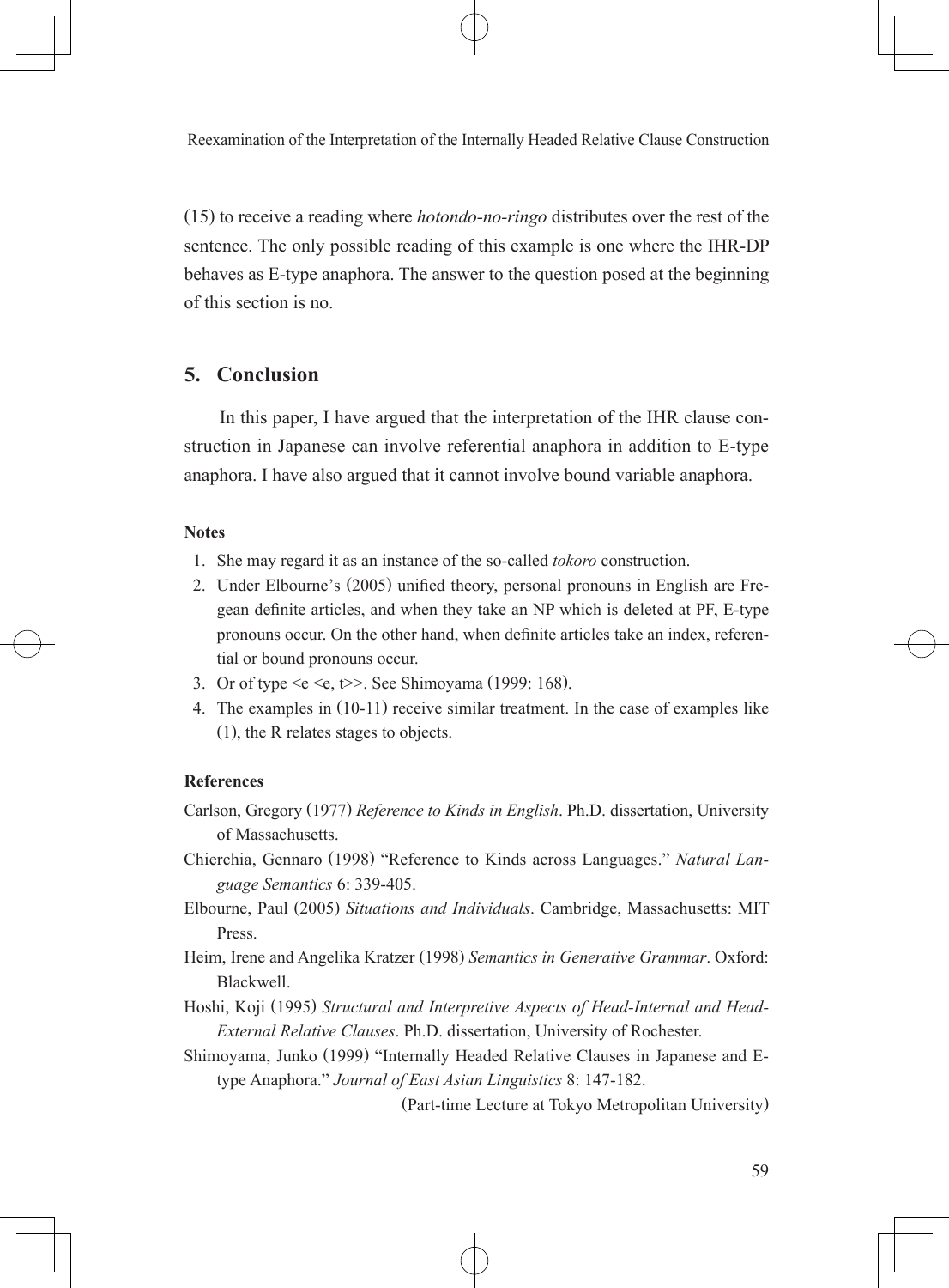(15) to receive a reading where *hotondo-no-ringo* distributes over the rest of the sentence. The only possible reading of this example is one where the IHR-DP behaves as E-type anaphora. The answer to the question posed at the beginning of this section is no.

## 5. Conclusion

In this paper, I have argued that the interpretation of the IHR clause construction in Japanese can involve referential anaphora in addition to E-type anaphora. I have also argued that it cannot involve bound variable anaphora.

### Notes

1. She may regard it as an instance of the so-called *tokoro* construction.
2. Under Elbourne's (2005) unified theory, personal pronouns in English are Fregean definite articles, and when they take an NP which is deleted at PF, E-type pronouns occur. On the other hand, when definite articles take an index, referential or bound pronouns occur.
3. Or of type $<e <e, t>>$. See Shimoyama (1999: 168).
4. The examples in (10-11) receive similar treatment. In the case of examples like (1), the R relates stages to objects.

### References

Carlson, Gregory (1977) *Reference to Kinds in English*. Ph.D. dissertation, University of Massachusetts.

Chierchia, Gennaro (1998) "Reference to Kinds across Languages." *Natural Language Semantics* 6: 339-405.

Elbourne, Paul (2005) *Situations and Individuals*. Cambridge, Massachusetts: MIT Press.

Heim, Irene and Angelika Kratzer (1998) *Semantics in Generative Grammar*. Oxford: Blackwell.

Hoshi, Koji (1995) *Structural and Interpretive Aspects of Head-Internal and Head-External Relative Clauses*. Ph.D. dissertation, University of Rochester.

Shimoyama, Junko (1999) "Internally Headed Relative Clauses in Japanese and E-type Anaphora." *Journal of East Asian Linguistics* 8: 147-182.

(Part-time Lecture at Tokyo Metropolitan University)